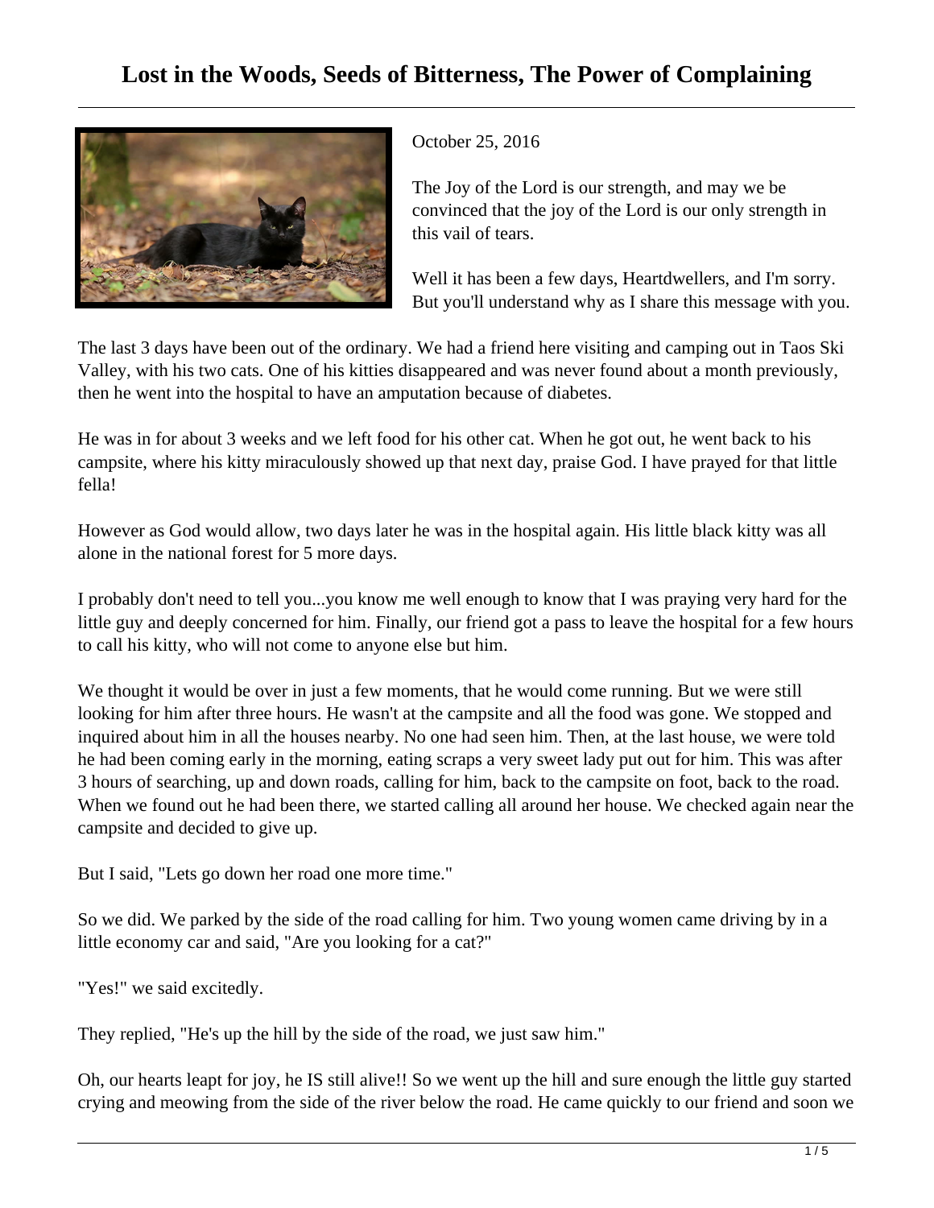# Lost in the Woods, Seeds of Bitterness, The Power of Complaining

October 25, 2016

The Joy of the Lord is our strength, and may we be convinced that the joy of the Lord is our only strength in this vail of tears.

Well it has been a few days, Heartdwellers, and I'm sorry. But you'll understand why as I share this message with you.

The last 3 days have been out of the ordinary. We had a friend here visiting and camping out in Taos Ski Valley, with his two cats. One of his kitties disappeared and was never found about a month previously, then he went into the hospital to have an amputation because of diabetes.

He was in for about 3 weeks and we left food for his other cat. When he got out, he went back to his campsite, where his kitty miraculously showed up that next day, praise God. I have prayed for that little fella!

However as God would allow, two days later he was in the hospital again. His little black kitty was all alone in the national forest for 5 more days.

I probably don't need to tell you...you know me well enough to know that I was praying very hard for the little guy and deeply concerned for him. Finally, our friend got a pass to leave the hospital for a few hours to call his kitty, who will not come to anyone else but him.

We thought it would be over in just a few moments, that he would come running. But we were still looking for him after three hours. He wasn't at the campsite and all the food was gone. We stopped and inquired about him in all the houses nearby. No one had seen him. Then, at the last house, we were told he had been coming early in the morning, eating scraps a very sweet lady put out for him. This was after 3 hours of searching, up and down roads, calling for him, back to the campsite on foot, back to the road. When we found out he had been there, we started calling all around her house. We checked again near the campsite and decided to give up.

But I said, "Lets go down her road one more time."

So we did. We parked by the side of the road calling for him. Two young women came driving by in a little economy car and said, "Are you looking for a cat?"

"Yes!" we said excitedly.

They replied, "He's up the hill by the side of the road, we just saw him."

Oh, our hearts leapt for joy, he IS still alive!! So we went up the hill and sure enough the little guy started crying and meowing from the side of the river below the road. He came quickly to our friend and soon we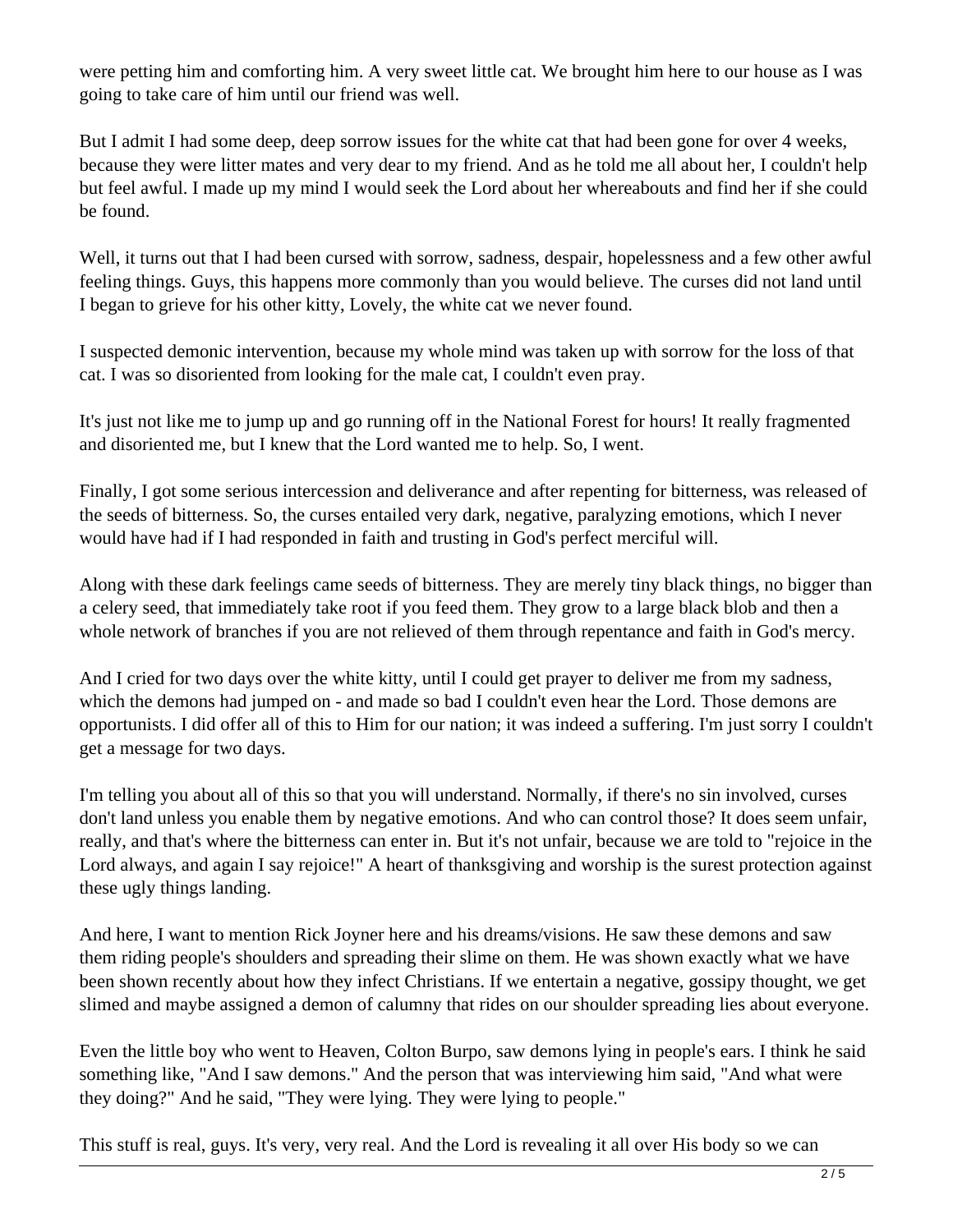were petting him and comforting him. A very sweet little cat. We brought him here to our house as I was going to take care of him until our friend was well.

But I admit I had some deep, deep sorrow issues for the white cat that had been gone for over 4 weeks, because they were litter mates and very dear to my friend. And as he told me all about her, I couldn't help but feel awful. I made up my mind I would seek the Lord about her whereabouts and find her if she could be found.

Well, it turns out that I had been cursed with sorrow, sadness, despair, hopelessness and a few other awful feeling things. Guys, this happens more commonly than you would believe. The curses did not land until I began to grieve for his other kitty, Lovely, the white cat we never found.

I suspected demonic intervention, because my whole mind was taken up with sorrow for the loss of that cat. I was so disoriented from looking for the male cat, I couldn't even pray.

It's just not like me to jump up and go running off in the National Forest for hours! It really fragmented and disoriented me, but I knew that the Lord wanted me to help. So, I went.

Finally, I got some serious intercession and deliverance and after repenting for bitterness, was released of the seeds of bitterness. So, the curses entailed very dark, negative, paralyzing emotions, which I never would have had if I had responded in faith and trusting in God's perfect merciful will.

Along with these dark feelings came seeds of bitterness. They are merely tiny black things, no bigger than a celery seed, that immediately take root if you feed them. They grow to a large black blob and then a whole network of branches if you are not relieved of them through repentance and faith in God's mercy.

And I cried for two days over the white kitty, until I could get prayer to deliver me from my sadness, which the demons had jumped on - and made so bad I couldn't even hear the Lord. Those demons are opportunists. I did offer all of this to Him for our nation; it was indeed a suffering. I'm just sorry I couldn't get a message for two days.

I'm telling you about all of this so that you will understand. Normally, if there's no sin involved, curses don't land unless you enable them by negative emotions. And who can control those? It does seem unfair, really, and that's where the bitterness can enter in. But it's not unfair, because we are told to "rejoice in the Lord always, and again I say rejoice!" A heart of thanksgiving and worship is the surest protection against these ugly things landing.

And here, I want to mention Rick Joyner here and his dreams/visions. He saw these demons and saw them riding people's shoulders and spreading their slime on them. He was shown exactly what we have been shown recently about how they infect Christians. If we entertain a negative, gossipy thought, we get slimed and maybe assigned a demon of calumny that rides on our shoulder spreading lies about everyone.

Even the little boy who went to Heaven, Colton Burpo, saw demons lying in people's ears. I think he said something like, "And I saw demons." And the person that was interviewing him said, "And what were they doing?" And he said, "They were lying. They were lying to people."

This stuff is real, guys. It's very, very real. And the Lord is revealing it all over His body so we can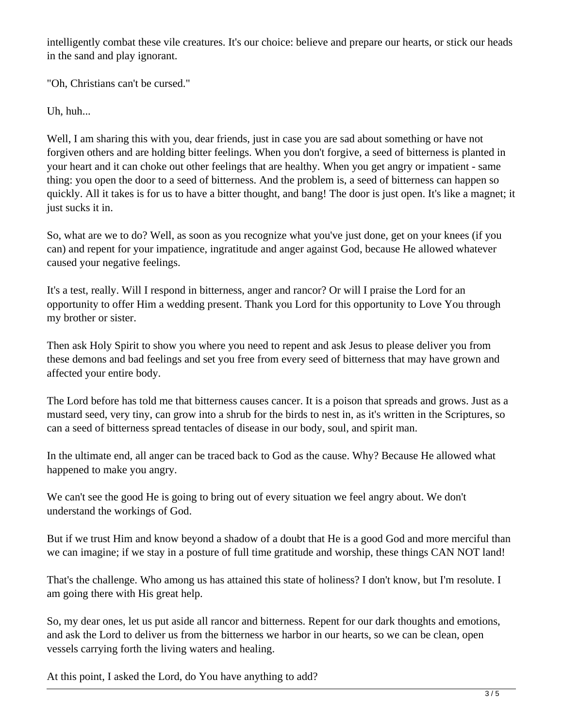intelligently combat these vile creatures. It's our choice: believe and prepare our hearts, or stick our heads in the sand and play ignorant.

"Oh, Christians can't be cursed."

Uh, huh...

Well, I am sharing this with you, dear friends, just in case you are sad about something or have not forgiven others and are holding bitter feelings. When you don't forgive, a seed of bitterness is planted in your heart and it can choke out other feelings that are healthy. When you get angry or impatient - same thing: you open the door to a seed of bitterness. And the problem is, a seed of bitterness can happen so quickly. All it takes is for us to have a bitter thought, and bang! The door is just open. It's like a magnet; it just sucks it in.

So, what are we to do? Well, as soon as you recognize what you've just done, get on your knees (if you can) and repent for your impatience, ingratitude and anger against God, because He allowed whatever caused your negative feelings.

It's a test, really. Will I respond in bitterness, anger and rancor? Or will I praise the Lord for an opportunity to offer Him a wedding present. Thank you Lord for this opportunity to Love You through my brother or sister.

Then ask Holy Spirit to show you where you need to repent and ask Jesus to please deliver you from these demons and bad feelings and set you free from every seed of bitterness that may have grown and affected your entire body.

The Lord before has told me that bitterness causes cancer. It is a poison that spreads and grows. Just as a mustard seed, very tiny, can grow into a shrub for the birds to nest in, as it's written in the Scriptures, so can a seed of bitterness spread tentacles of disease in our body, soul, and spirit man.

In the ultimate end, all anger can be traced back to God as the cause. Why? Because He allowed what happened to make you angry.

We can't see the good He is going to bring out of every situation we feel angry about. We don't understand the workings of God.

But if we trust Him and know beyond a shadow of a doubt that He is a good God and more merciful than we can imagine; if we stay in a posture of full time gratitude and worship, these things CAN NOT land!

That's the challenge. Who among us has attained this state of holiness? I don't know, but I'm resolute. I am going there with His great help.

So, my dear ones, let us put aside all rancor and bitterness. Repent for our dark thoughts and emotions, and ask the Lord to deliver us from the bitterness we harbor in our hearts, so we can be clean, open vessels carrying forth the living waters and healing.

At this point, I asked the Lord, do You have anything to add?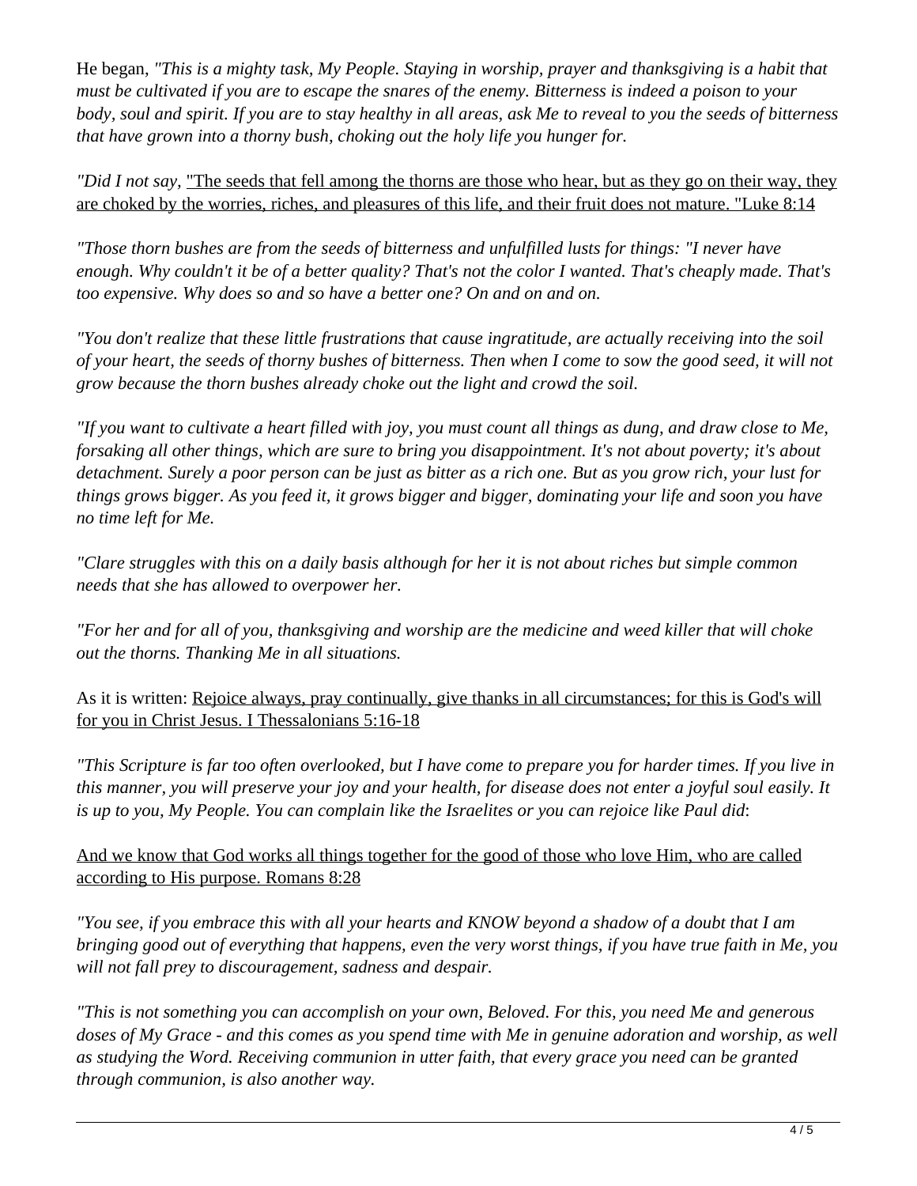He began, *"This is a mighty task, My People. Staying in worship, prayer and thanksgiving is a habit that must be cultivated if you are to escape the snares of the enemy. Bitterness is indeed a poison to your body, soul and spirit. If you are to stay healthy in all areas, ask Me to reveal to you the seeds of bitterness that have grown into a thorny bush, choking out the holy life you hunger for.*

*"Did I not say,* <u>"The seeds that fell among the thorns are those who hear, but as they go on their way, they are choked by the worries, riches, and pleasures of this life, and their fruit does not mature. "Luke 8:14</u>

*"Those thorn bushes are from the seeds of bitterness and unfulfilled lusts for things: "I never have enough. Why couldn't it be of a better quality? That's not the color I wanted. That's cheaply made. That's too expensive. Why does so and so have a better one? On and on and on.*

*"You don't realize that these little frustrations that cause ingratitude, are actually receiving into the soil of your heart, the seeds of thorny bushes of bitterness. Then when I come to sow the good seed, it will not grow because the thorn bushes already choke out the light and crowd the soil.*

*"If you want to cultivate a heart filled with joy, you must count all things as dung, and draw close to Me, forsaking all other things, which are sure to bring you disappointment. It's not about poverty; it's about detachment. Surely a poor person can be just as bitter as a rich one. But as you grow rich, your lust for things grows bigger. As you feed it, it grows bigger and bigger, dominating your life and soon you have no time left for Me.*

*"Clare struggles with this on a daily basis although for her it is not about riches but simple common needs that she has allowed to overpower her.*

*"For her and for all of you, thanksgiving and worship are the medicine and weed killer that will choke out the thorns. Thanking Me in all situations.*

As it is written: <u>Rejoice always, pray continually, give thanks in all circumstances; for this is God's will for you in Christ Jesus. I Thessalonians 5:16-18</u>

*"This Scripture is far too often overlooked, but I have come to prepare you for harder times. If you live in this manner, you will preserve your joy and your health, for disease does not enter a joyful soul easily. It is up to you, My People. You can complain like the Israelites or you can rejoice like Paul did*:

<u>And we know that God works all things together for the good of those who love Him, who are called according to His purpose. Romans 8:28</u>

*"You see, if you embrace this with all your hearts and KNOW beyond a shadow of a doubt that I am bringing good out of everything that happens, even the very worst things, if you have true faith in Me, you will not fall prey to discouragement, sadness and despair.*

*"This is not something you can accomplish on your own, Beloved. For this, you need Me and generous doses of My Grace - and this comes as you spend time with Me in genuine adoration and worship, as well as studying the Word. Receiving communion in utter faith, that every grace you need can be granted through communion, is also another way.*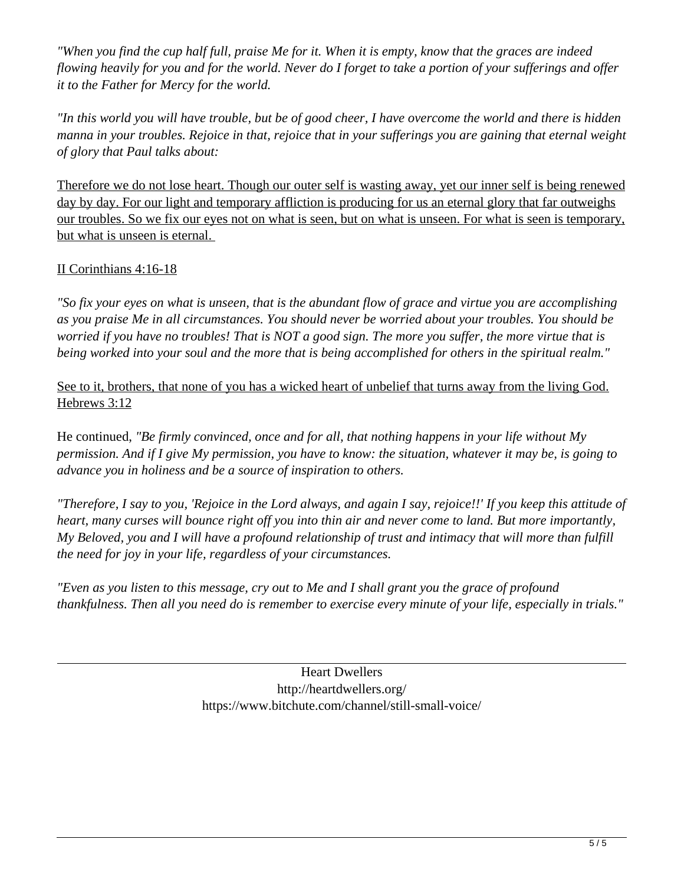*"When you find the cup half full, praise Me for it. When it is empty, know that the graces are indeed flowing heavily for you and for the world. Never do I forget to take a portion of your sufferings and offer it to the Father for Mercy for the world.*

*"In this world you will have trouble, but be of good cheer, I have overcome the world and there is hidden manna in your troubles. Rejoice in that, rejoice that in your sufferings you are gaining that eternal weight of glory that Paul talks about:*

<u>Therefore we do not lose heart. Though our outer self is wasting away, yet our inner self is being renewed day by day. For our light and temporary affliction is producing for us an eternal glory that far outweighs our troubles. So we fix our eyes not on what is seen, but on what is unseen. For what is seen is temporary, but what is unseen is eternal.</u>

<u>II Corinthians 4:16-18</u>

*"So fix your eyes on what is unseen, that is the abundant flow of grace and virtue you are accomplishing as you praise Me in all circumstances. You should never be worried about your troubles. You should be worried if you have no troubles! That is NOT a good sign. The more you suffer, the more virtue that is being worked into your soul and the more that is being accomplished for others in the spiritual realm."*

<u>See to it, brothers, that none of you has a wicked heart of unbelief that turns away from the living God. Hebrews 3:12</u>

He continued, *"Be firmly convinced, once and for all, that nothing happens in your life without My permission. And if I give My permission, you have to know: the situation, whatever it may be, is going to advance you in holiness and be a source of inspiration to others.*

*"Therefore, I say to you, 'Rejoice in the Lord always, and again I say, rejoice!!' If you keep this attitude of heart, many curses will bounce right off you into thin air and never come to land. But more importantly, My Beloved, you and I will have a profound relationship of trust and intimacy that will more than fulfill the need for joy in your life, regardless of your circumstances.*

*"Even as you listen to this message, cry out to Me and I shall grant you the grace of profound thankfulness. Then all you need do is remember to exercise every minute of your life, especially in trials."*

---

Heart Dwellers
http://heartdwellers.org/
https://www.bitchute.com/channel/still-small-voice/